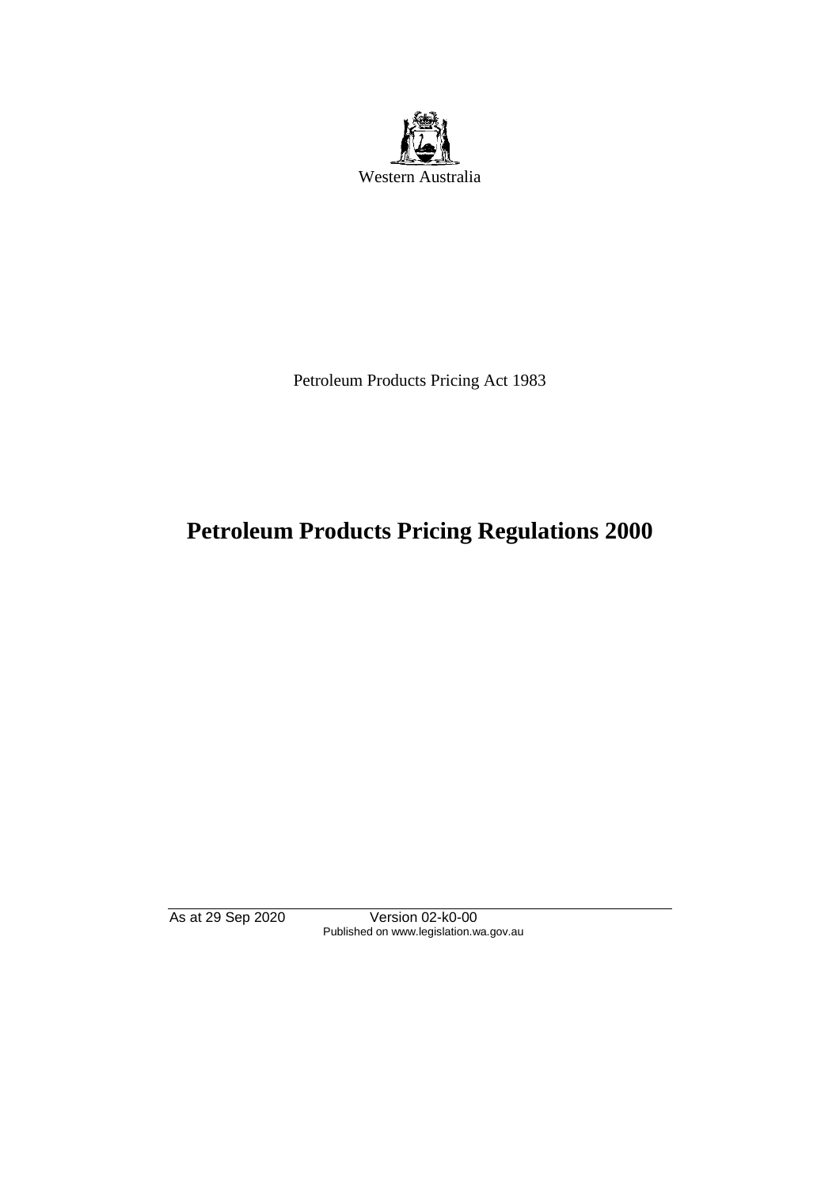Western Australia

Petroleum Products Pricing Act 1983

# Petroleum Products Pricing Regulations 2000

As at 29 Sep 2020 Version 02-k0-00
Published on www.legislation.wa.gov.au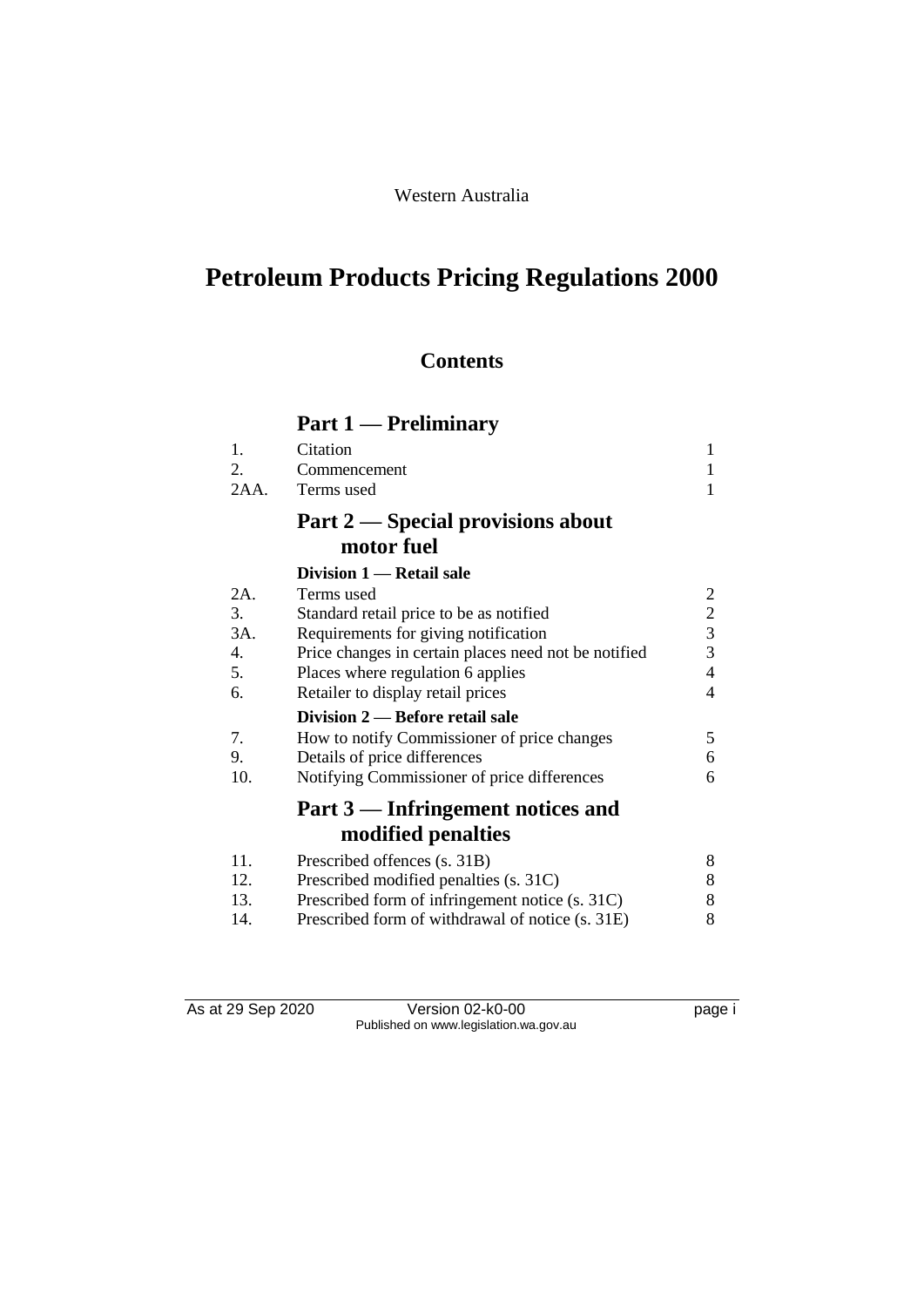Western Australia

# Petroleum Products Pricing Regulations 2000

## Contents

### Part 1 — Preliminary

| | | |
|---|---|---|
| 1. | Citation | 1 |
| 2. | Commencement | 1 |
| 2AA. | Terms used | 1 |

### Part 2 — Special provisions about motor fuel

#### Division 1 — Retail sale

| | | |
|---|---|---|
| 2A. | Terms used | 2 |
| 3. | Standard retail price to be as notified | 2 |
| 3A. | Requirements for giving notification | 3 |
| 4. | Price changes in certain places need not be notified | 3 |
| 5. | Places where regulation 6 applies | 4 |
| 6. | Retailer to display retail prices | 4 |

#### Division 2 — Before retail sale

| | | |
|---|---|---|
| 7. | How to notify Commissioner of price changes | 5 |
| 9. | Details of price differences | 6 |
| 10. | Notifying Commissioner of price differences | 6 |

### Part 3 — Infringement notices and modified penalties

| | | |
|---|---|---|
| 11. | Prescribed offences (s. 31B) | 8 |
| 12. | Prescribed modified penalties (s. 31C) | 8 |
| 13. | Prescribed form of infringement notice (s. 31C) | 8 |
| 14. | Prescribed form of withdrawal of notice (s. 31E) | 8 |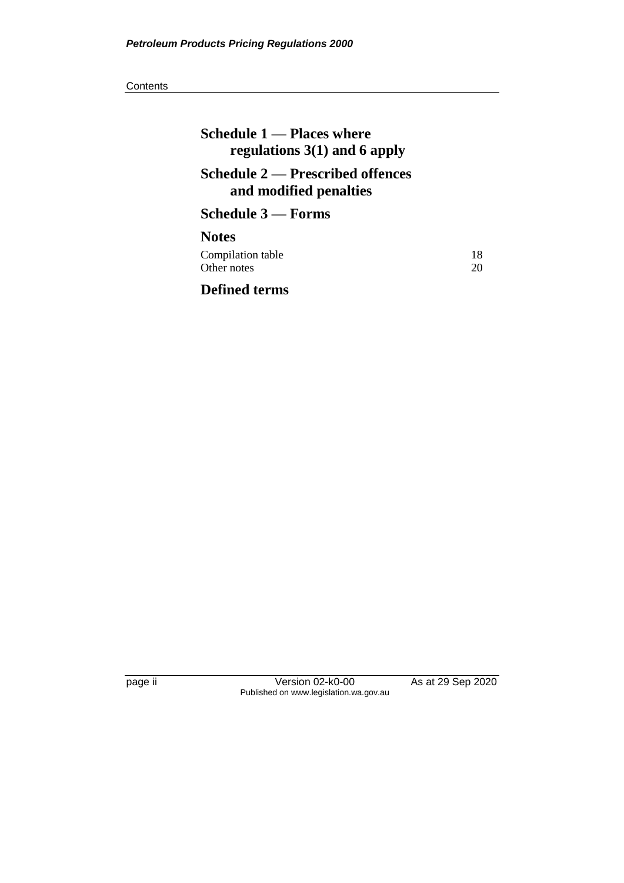## Schedule 1 — Places where regulations 3(1) and 6 apply

## Schedule 2 — Prescribed offences and modified penalties

## Schedule 3 — Forms

## Notes

| | |
|---|---|
| Compilation table | 18 |
| Other notes | 20 |

## Defined terms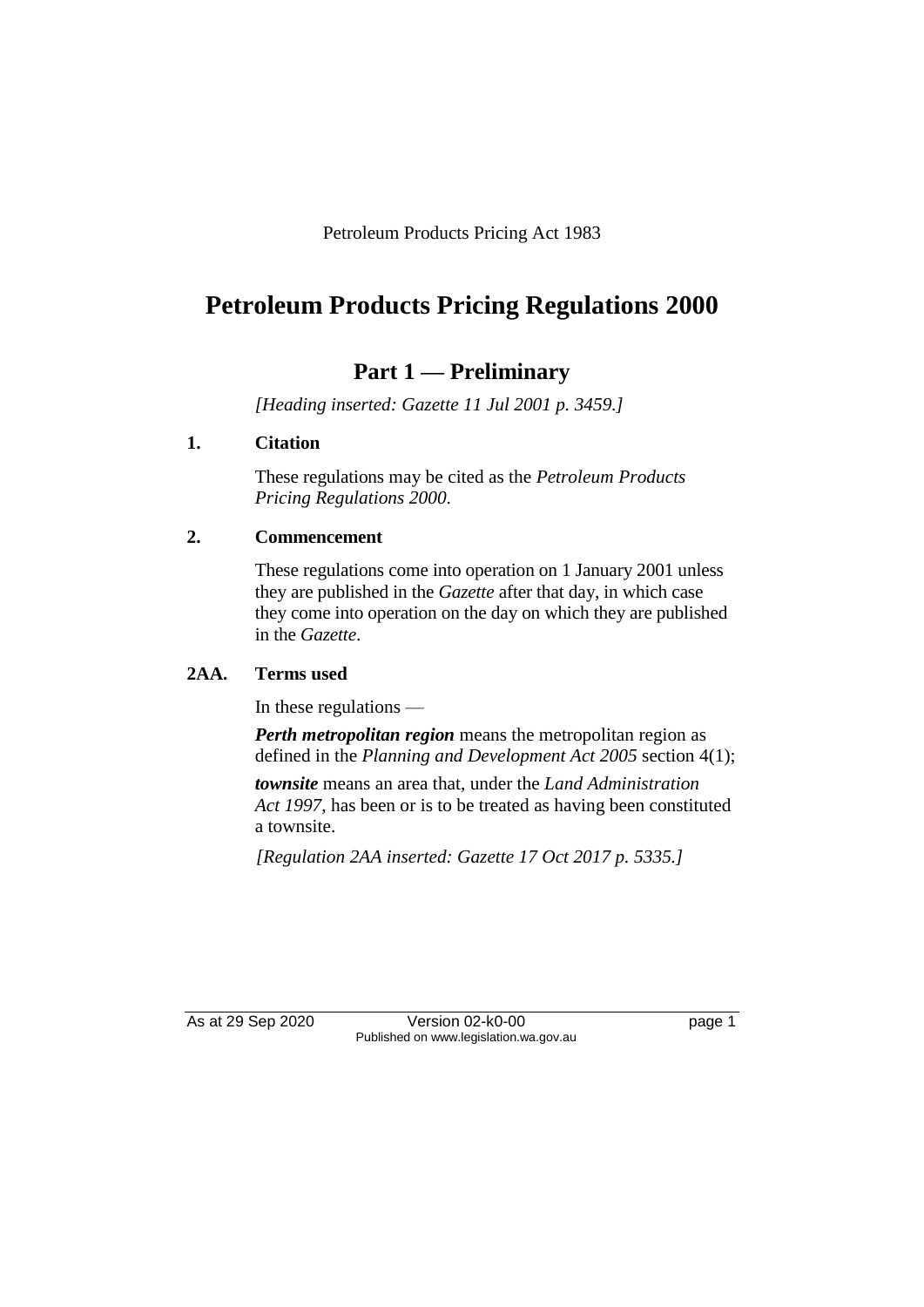Petroleum Products Pricing Act 1983

# Petroleum Products Pricing Regulations 2000

## Part 1 — Preliminary

*[Heading inserted: Gazette 11 Jul 2001 p. 3459.]*

### 1. Citation

These regulations may be cited as the *Petroleum Products Pricing Regulations 2000*.

### 2. Commencement

These regulations come into operation on 1 January 2001 unless they are published in the *Gazette* after that day, in which case they come into operation on the day on which they are published in the *Gazette*.

### 2AA. Terms used

In these regulations —

***Perth metropolitan region*** means the metropolitan region as defined in the *Planning and Development Act 2005* section 4(1);

***townsite*** means an area that, under the *Land Administration Act 1997*, has been or is to be treated as having been constituted a townsite.

*[Regulation 2AA inserted: Gazette 17 Oct 2017 p. 5335.]*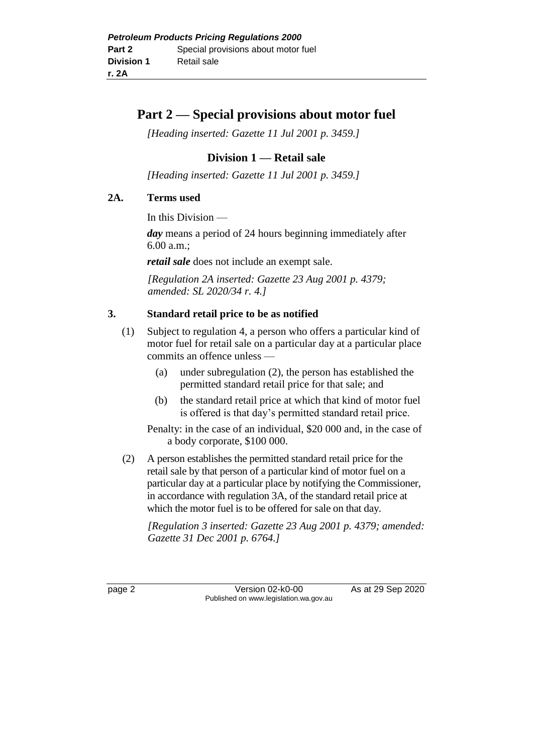# Part 2 — Special provisions about motor fuel

*[Heading inserted: Gazette 11 Jul 2001 p. 3459.]*

## Division 1 — Retail sale

*[Heading inserted: Gazette 11 Jul 2001 p. 3459.]*

### 2A. Terms used

In this Division —

***day*** means a period of 24 hours beginning immediately after 6.00 a.m.;

***retail sale*** does not include an exempt sale.

*[Regulation 2A inserted: Gazette 23 Aug 2001 p. 4379; amended: SL 2020/34 r. 4.]*

### 3. Standard retail price to be as notified

(1) Subject to regulation 4, a person who offers a particular kind of motor fuel for retail sale on a particular day at a particular place commits an offence unless —

- (a) under subregulation (2), the person has established the permitted standard retail price for that sale; and
- (b) the standard retail price at which that kind of motor fuel is offered is that day's permitted standard retail price.

Penalty: in the case of an individual, $20 000 and, in the case of a body corporate, $100 000.

(2) A person establishes the permitted standard retail price for the retail sale by that person of a particular kind of motor fuel on a particular day at a particular place by notifying the Commissioner, in accordance with regulation 3A, of the standard retail price at which the motor fuel is to be offered for sale on that day.

*[Regulation 3 inserted: Gazette 23 Aug 2001 p. 4379; amended: Gazette 31 Dec 2001 p. 6764.]*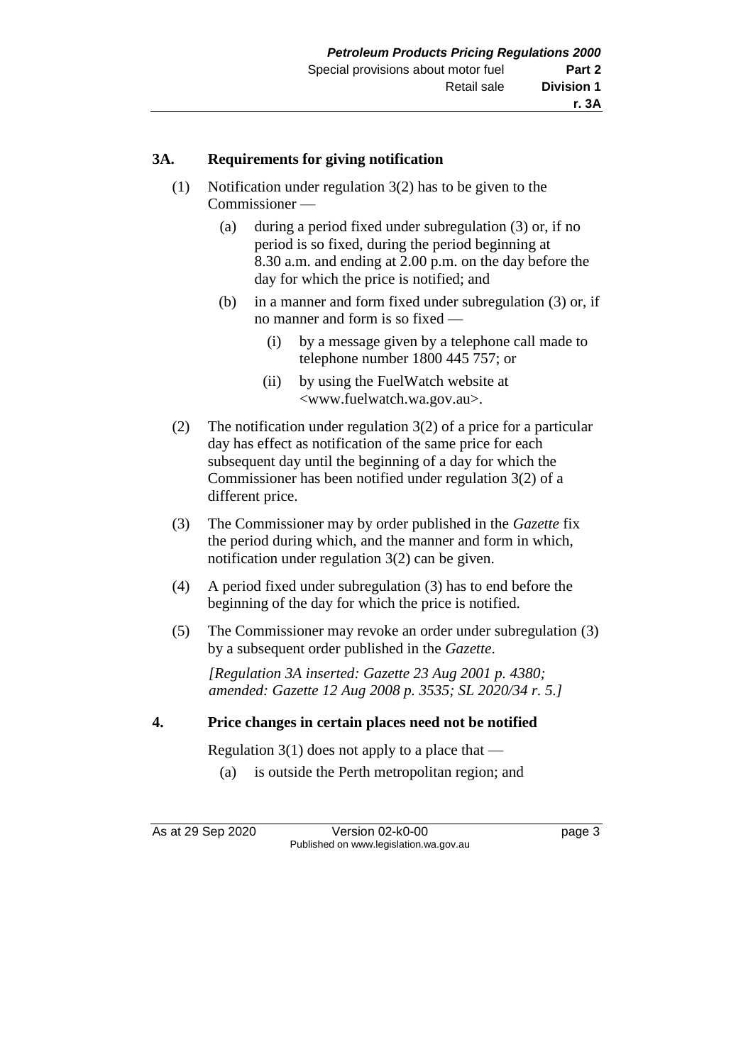## 3A. Requirements for giving notification

(1) Notification under regulation 3(2) has to be given to the Commissioner —

- (a) during a period fixed under subregulation (3) or, if no period is so fixed, during the period beginning at 8.30 a.m. and ending at 2.00 p.m. on the day before the day for which the price is notified; and
- (b) in a manner and form fixed under subregulation (3) or, if no manner and form is so fixed —
  - (i) by a message given by a telephone call made to telephone number 1800 445 757; or
  - (ii) by using the FuelWatch website at <www.fuelwatch.wa.gov.au>.

(2) The notification under regulation 3(2) of a price for a particular day has effect as notification of the same price for each subsequent day until the beginning of a day for which the Commissioner has been notified under regulation 3(2) of a different price.

(3) The Commissioner may by order published in the *Gazette* fix the period during which, and the manner and form in which, notification under regulation 3(2) can be given.

(4) A period fixed under subregulation (3) has to end before the beginning of the day for which the price is notified.

(5) The Commissioner may revoke an order under subregulation (3) by a subsequent order published in the *Gazette*.

*[Regulation 3A inserted: Gazette 23 Aug 2001 p. 4380; amended: Gazette 12 Aug 2008 p. 3535; SL 2020/34 r. 5.]*

## 4. Price changes in certain places need not be notified

Regulation 3(1) does not apply to a place that —

- (a) is outside the Perth metropolitan region; and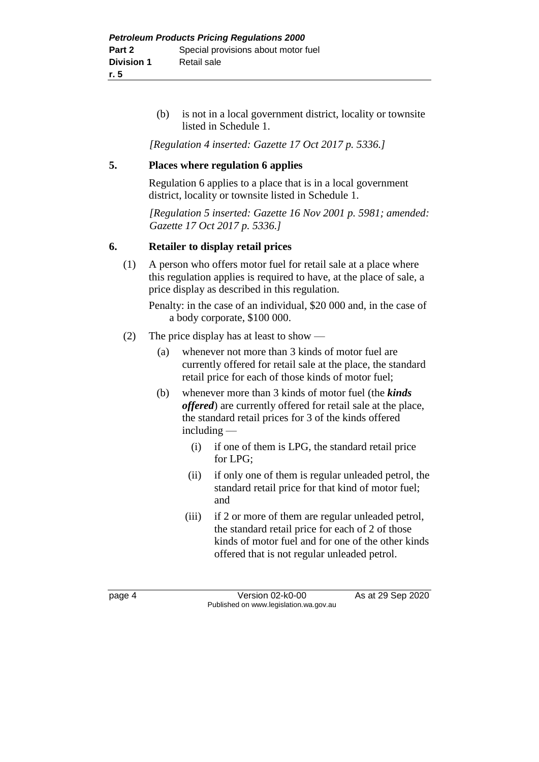(b) is not in a local government district, locality or townsite listed in Schedule 1.

*[Regulation 4 inserted: Gazette 17 Oct 2017 p. 5336.]*

## 5. Places where regulation 6 applies

Regulation 6 applies to a place that is in a local government district, locality or townsite listed in Schedule 1.

*[Regulation 5 inserted: Gazette 16 Nov 2001 p. 5981; amended: Gazette 17 Oct 2017 p. 5336.]*

## 6. Retailer to display retail prices

(1) A person who offers motor fuel for retail sale at a place where this regulation applies is required to have, at the place of sale, a price display as described in this regulation.

Penalty: in the case of an individual, $20 000 and, in the case of a body corporate, $100 000.

(2) The price display has at least to show —

- (a) whenever not more than 3 kinds of motor fuel are currently offered for retail sale at the place, the standard retail price for each of those kinds of motor fuel;
- (b) whenever more than 3 kinds of motor fuel (the ***kinds offered***) are currently offered for retail sale at the place, the standard retail prices for 3 of the kinds offered including —
  - (i) if one of them is LPG, the standard retail price for LPG;
  - (ii) if only one of them is regular unleaded petrol, the standard retail price for that kind of motor fuel; and
  - (iii) if 2 or more of them are regular unleaded petrol, the standard retail price for each of 2 of those kinds of motor fuel and for one of the other kinds offered that is not regular unleaded petrol.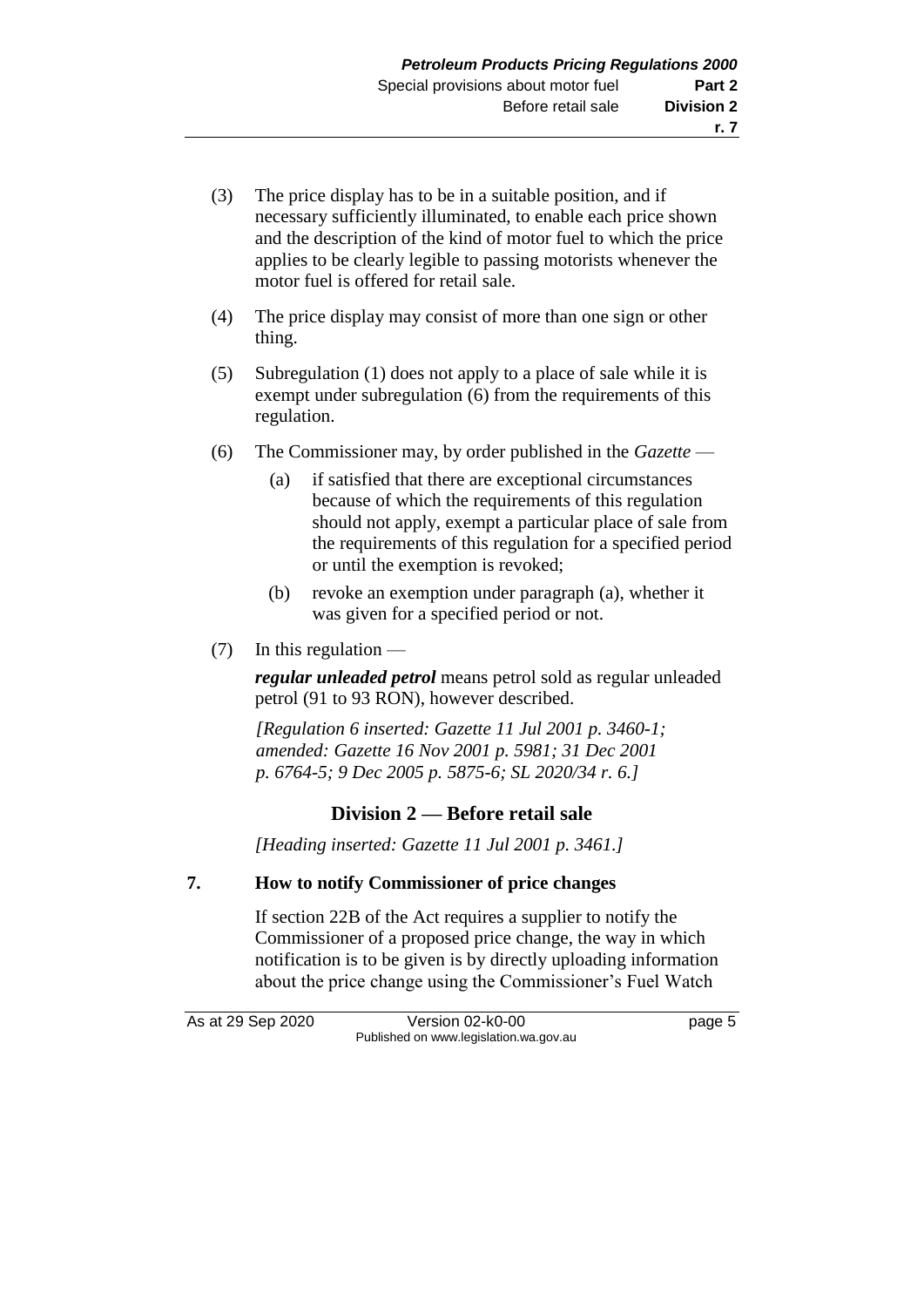(3) The price display has to be in a suitable position, and if necessary sufficiently illuminated, to enable each price shown and the description of the kind of motor fuel to which the price applies to be clearly legible to passing motorists whenever the motor fuel is offered for retail sale.

(4) The price display may consist of more than one sign or other thing.

(5) Subregulation (1) does not apply to a place of sale while it is exempt under subregulation (6) from the requirements of this regulation.

(6) The Commissioner may, by order published in the *Gazette* —

(a) if satisfied that there are exceptional circumstances because of which the requirements of this regulation should not apply, exempt a particular place of sale from the requirements of this regulation for a specified period or until the exemption is revoked;

(b) revoke an exemption under paragraph (a), whether it was given for a specified period or not.

(7) In this regulation —

***regular unleaded petrol*** means petrol sold as regular unleaded petrol (91 to 93 RON), however described.

*[Regulation 6 inserted: Gazette 11 Jul 2001 p. 3460-1; amended: Gazette 16 Nov 2001 p. 5981; 31 Dec 2001 p. 6764-5; 9 Dec 2005 p. 5875-6; SL 2020/34 r. 6.]*

## Division 2 — Before retail sale

*[Heading inserted: Gazette 11 Jul 2001 p. 3461.]*

### 7. How to notify Commissioner of price changes

If section 22B of the Act requires a supplier to notify the Commissioner of a proposed price change, the way in which notification is to be given is by directly uploading information about the price change using the Commissioner's Fuel Watch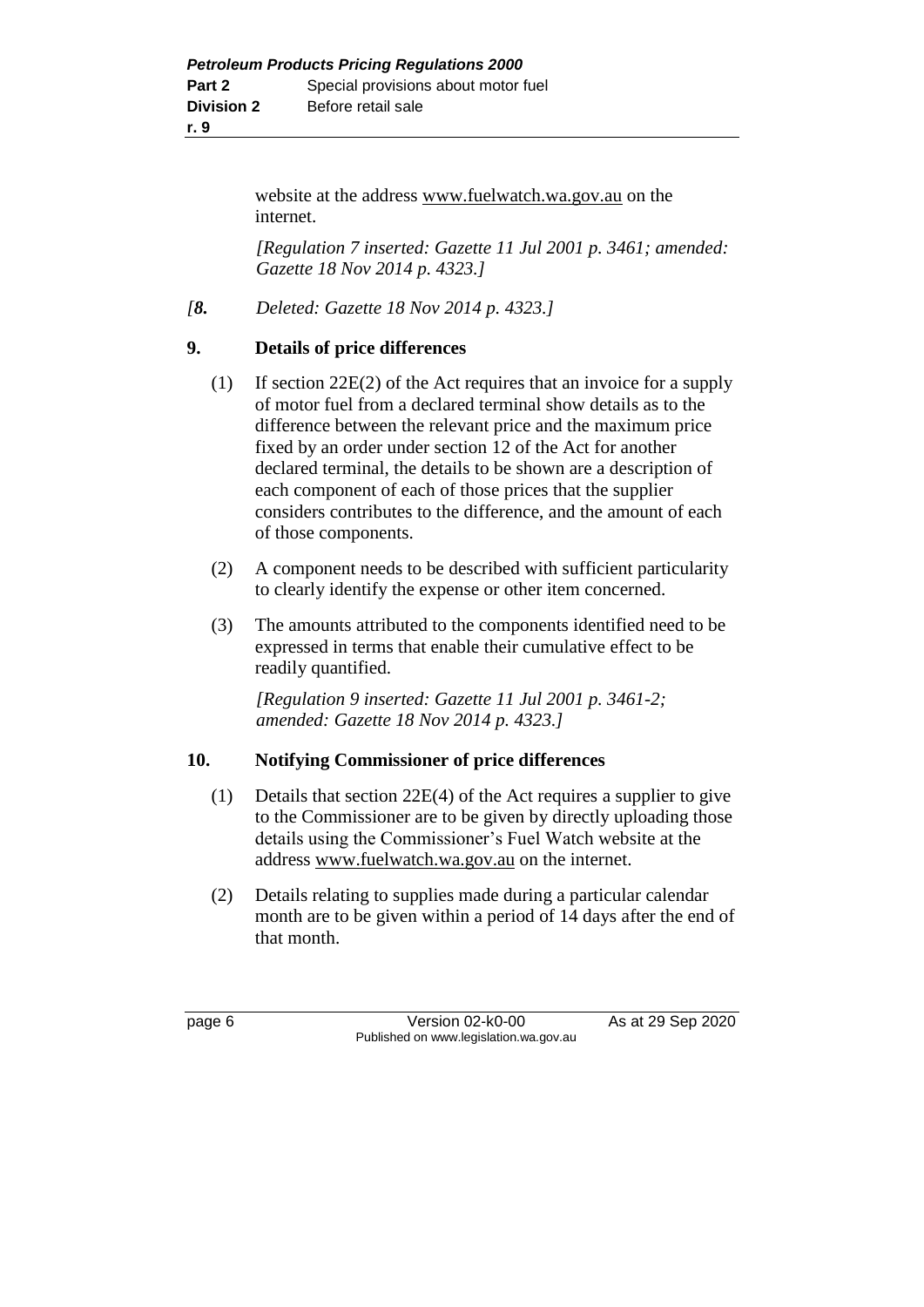website at the address www.fuelwatch.wa.gov.au on the internet.

*[Regulation 7 inserted: Gazette 11 Jul 2001 p. 3461; amended: Gazette 18 Nov 2014 p. 4323.]*

*[**8.** Deleted: Gazette 18 Nov 2014 p. 4323.]*

## 9. Details of price differences

(1) If section 22E(2) of the Act requires that an invoice for a supply of motor fuel from a declared terminal show details as to the difference between the relevant price and the maximum price fixed by an order under section 12 of the Act for another declared terminal, the details to be shown are a description of each component of each of those prices that the supplier considers contributes to the difference, and the amount of each of those components.

(2) A component needs to be described with sufficient particularity to clearly identify the expense or other item concerned.

(3) The amounts attributed to the components identified need to be expressed in terms that enable their cumulative effect to be readily quantified.

*[Regulation 9 inserted: Gazette 11 Jul 2001 p. 3461-2; amended: Gazette 18 Nov 2014 p. 4323.]*

## 10. Notifying Commissioner of price differences

(1) Details that section 22E(4) of the Act requires a supplier to give to the Commissioner are to be given by directly uploading those details using the Commissioner's Fuel Watch website at the address www.fuelwatch.wa.gov.au on the internet.

(2) Details relating to supplies made during a particular calendar month are to be given within a period of 14 days after the end of that month.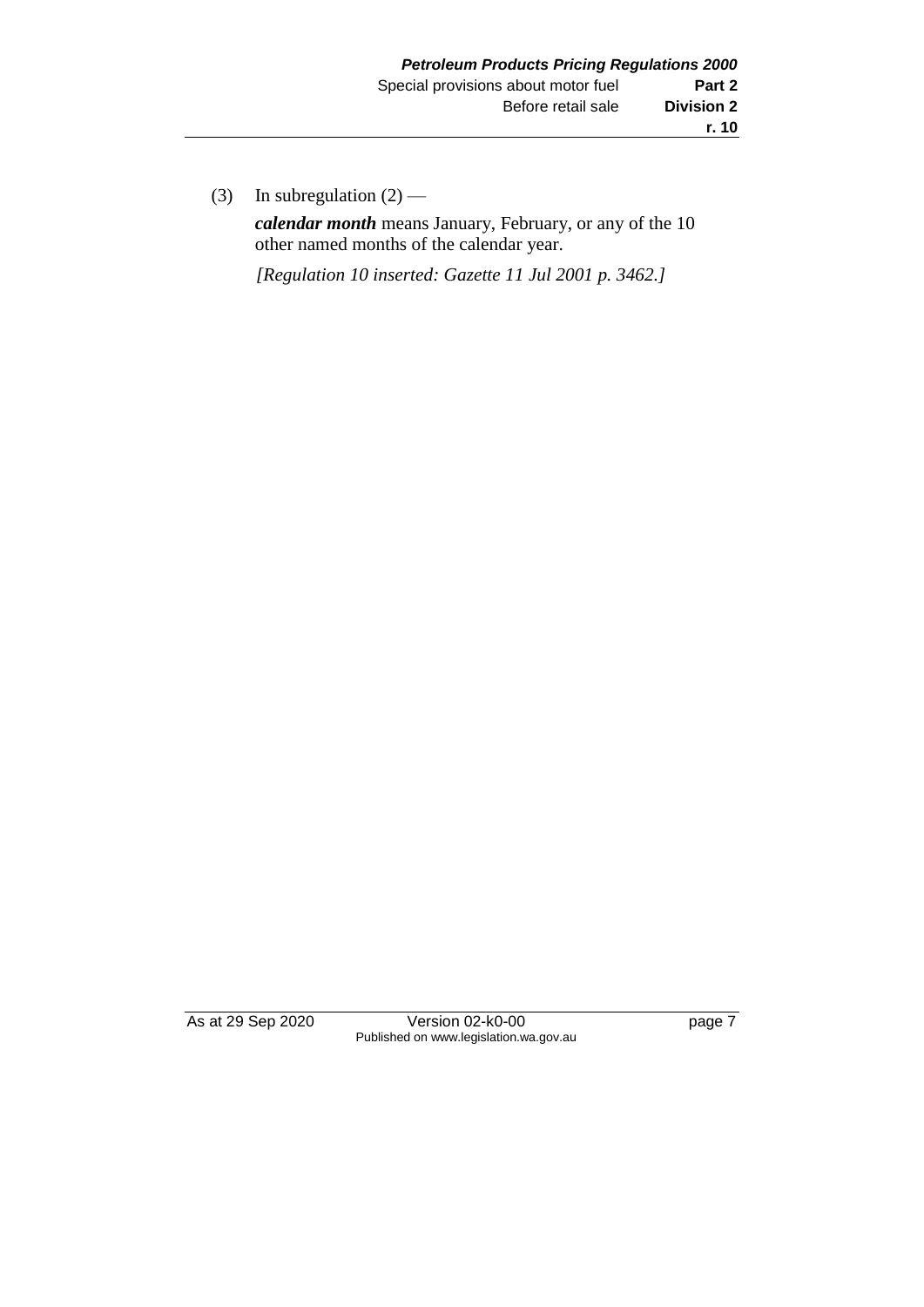(3) In subregulation (2) —

***calendar month*** means January, February, or any of the 10 other named months of the calendar year.

*[Regulation 10 inserted: Gazette 11 Jul 2001 p. 3462.]*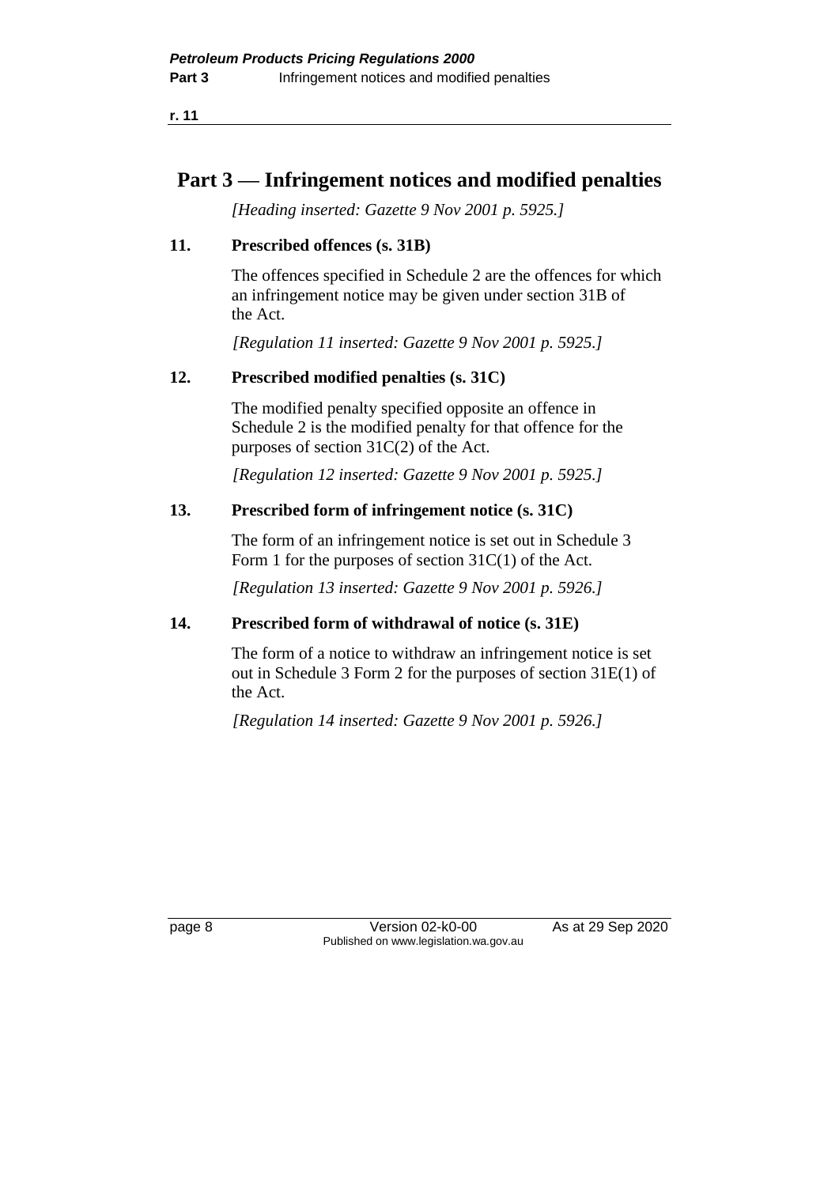# Part 3 — Infringement notices and modified penalties

*[Heading inserted: Gazette 9 Nov 2001 p. 5925.]*

### 11. Prescribed offences (s. 31B)

The offences specified in Schedule 2 are the offences for which an infringement notice may be given under section 31B of the Act.

*[Regulation 11 inserted: Gazette 9 Nov 2001 p. 5925.]*

### 12. Prescribed modified penalties (s. 31C)

The modified penalty specified opposite an offence in Schedule 2 is the modified penalty for that offence for the purposes of section 31C(2) of the Act.

*[Regulation 12 inserted: Gazette 9 Nov 2001 p. 5925.]*

### 13. Prescribed form of infringement notice (s. 31C)

The form of an infringement notice is set out in Schedule 3 Form 1 for the purposes of section 31C(1) of the Act.

*[Regulation 13 inserted: Gazette 9 Nov 2001 p. 5926.]*

### 14. Prescribed form of withdrawal of notice (s. 31E)

The form of a notice to withdraw an infringement notice is set out in Schedule 3 Form 2 for the purposes of section 31E(1) of the Act.

*[Regulation 14 inserted: Gazette 9 Nov 2001 p. 5926.]*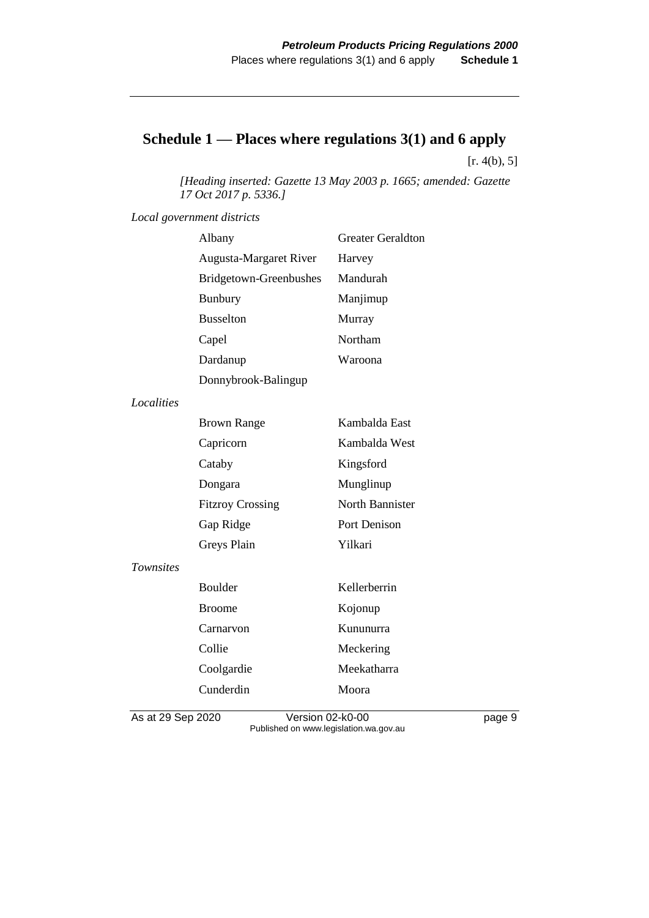# Schedule 1 — Places where regulations 3(1) and 6 apply

[r. 4(b), 5]

*[Heading inserted: Gazette 13 May 2003 p. 1665; amended: Gazette 17 Oct 2017 p. 5336.]*

*Local government districts*

| | |
|---|---|
| Albany | Greater Geraldton |
| Augusta-Margaret River | Harvey |
| Bridgetown-Greenbushes | Mandurah |
| Bunbury | Manjimup |
| Busselton | Murray |
| Capel | Northam |
| Dardanup | Waroona |
| Donnybrook-Balingup | |

*Localities*

| | |
|---|---|
| Brown Range | Kambalda East |
| Capricorn | Kambalda West |
| Cataby | Kingsford |
| Dongara | Munglinup |
| Fitzroy Crossing | North Bannister |
| Gap Ridge | Port Denison |
| Greys Plain | Yilkari |

*Townsites*

| | |
|---|---|
| Boulder | Kellerberrin |
| Broome | Kojonup |
| Carnarvon | Kununurra |
| Collie | Meckering |
| Coolgardie | Meekatharra |
| Cunderdin | Moora |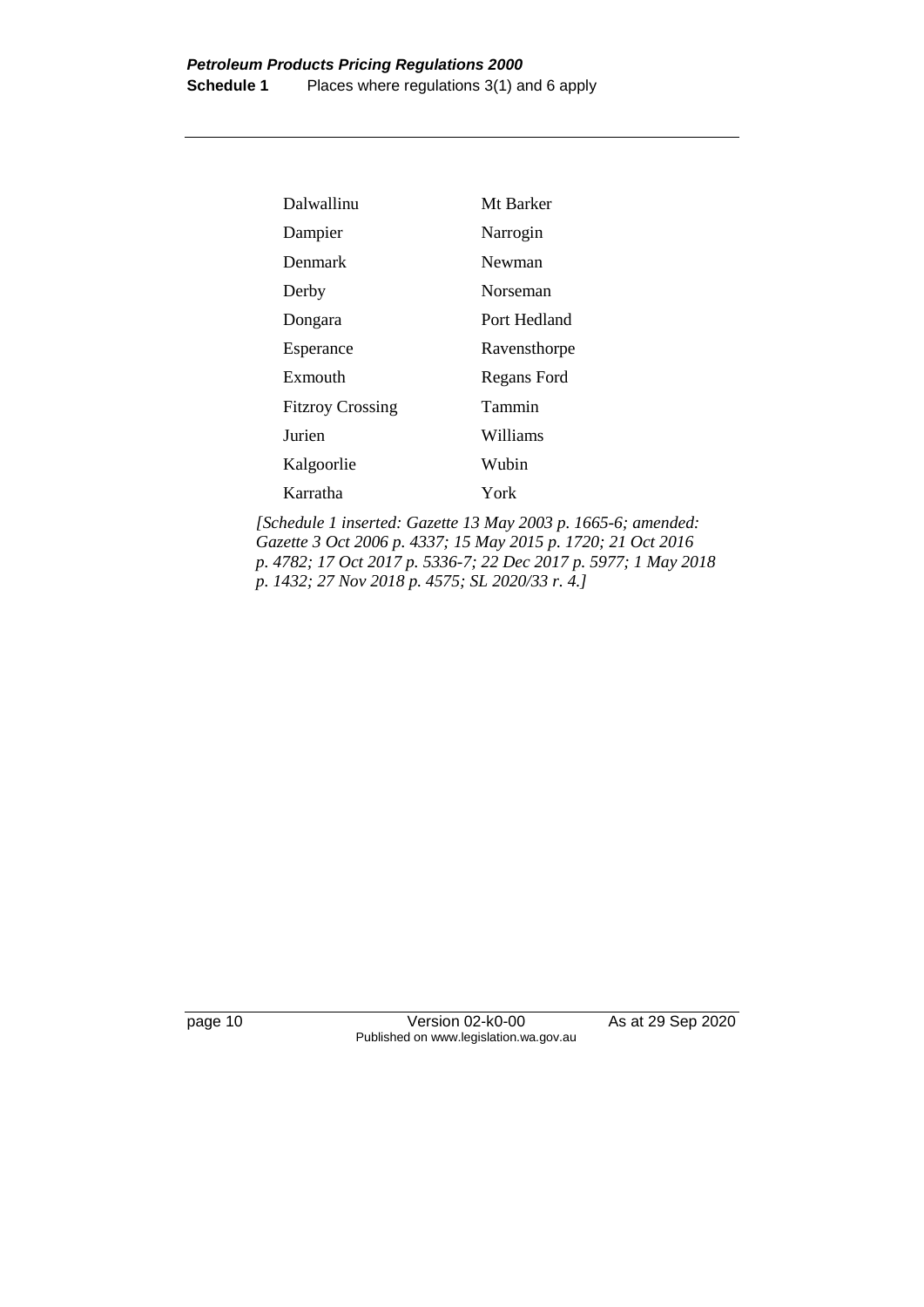| | |
|---|---|
| Dalwallinu | Mt Barker |
| Dampier | Narrogin |
| Denmark | Newman |
| Derby | Norseman |
| Dongara | Port Hedland |
| Esperance | Ravensthorpe |
| Exmouth | Regans Ford |
| Fitzroy Crossing | Tammin |
| Jurien | Williams |
| Kalgoorlie | Wubin |
| Karratha | York |

*[Schedule 1 inserted: Gazette 13 May 2003 p. 1665-6; amended: Gazette 3 Oct 2006 p. 4337; 15 May 2015 p. 1720; 21 Oct 2016 p. 4782; 17 Oct 2017 p. 5336-7; 22 Dec 2017 p. 5977; 1 May 2018 p. 1432; 27 Nov 2018 p. 4575; SL 2020/33 r. 4.]*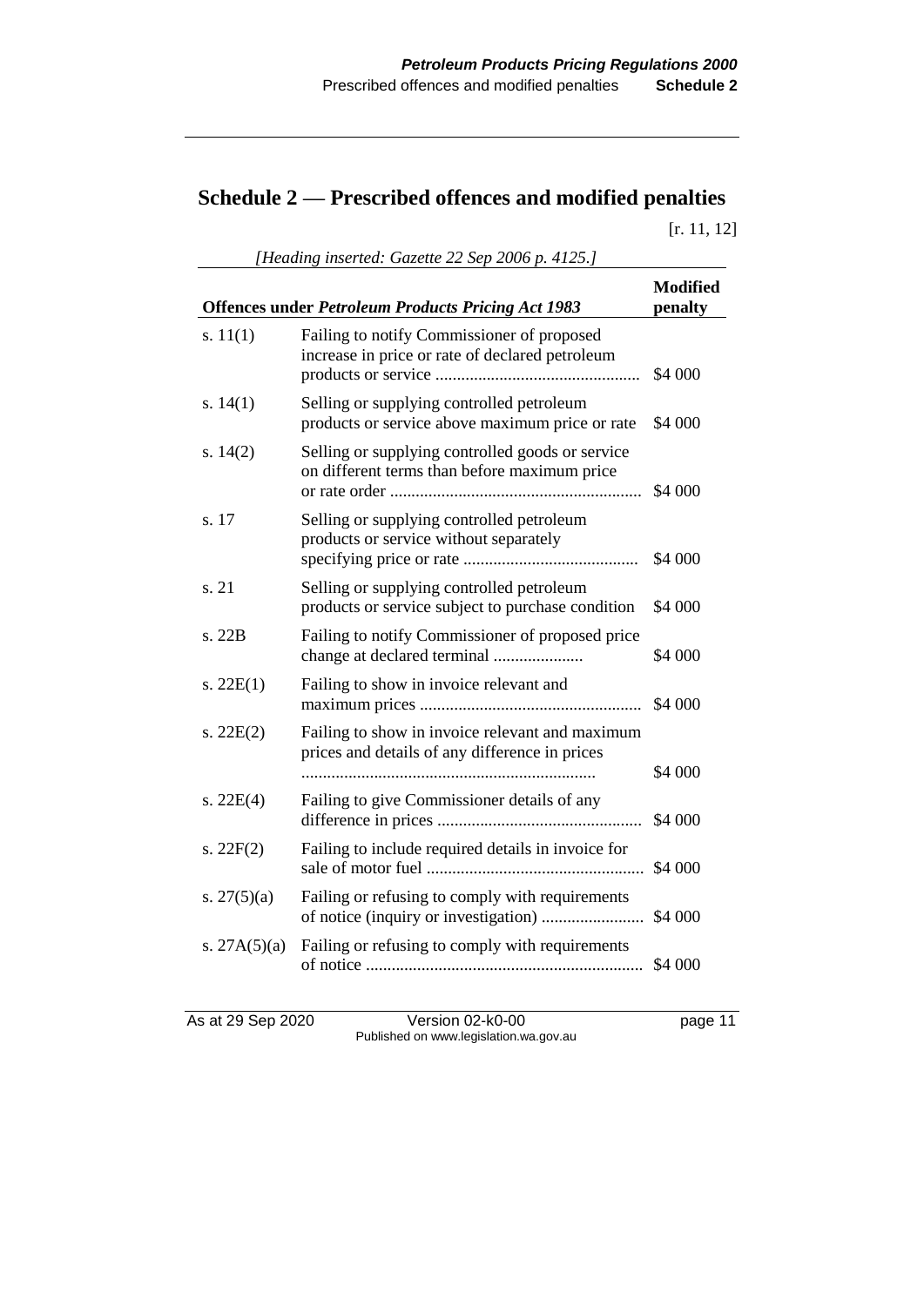# Schedule 2 — Prescribed offences and modified penalties

[r. 11, 12]

*[Heading inserted: Gazette 22 Sep 2006 p. 4125.]*

| Offences under *Petroleum Products Pricing Act 1983* | | Modified penalty |
|---|---|---|
| s. 11(1) | Failing to notify Commissioner of proposed increase in price or rate of declared petroleum products or service ............................................... | $4 000 |
| s. 14(1) | Selling or supplying controlled petroleum products or service above maximum price or rate | $4 000 |
| s. 14(2) | Selling or supplying controlled goods or service on different terms than before maximum price or rate order ........................................................... | $4 000 |
| s. 17 | Selling or supplying controlled petroleum products or service without separately specifying price or rate ......................................... | $4 000 |
| s. 21 | Selling or supplying controlled petroleum products or service subject to purchase condition | $4 000 |
| s. 22B | Failing to notify Commissioner of proposed price change at declared terminal ..................... | $4 000 |
| s. 22E(1) | Failing to show in invoice relevant and maximum prices .................................................... | $4 000 |
| s. 22E(2) | Failing to show in invoice relevant and maximum prices and details of any difference in prices .................................................................... | $4 000 |
| s. 22E(4) | Failing to give Commissioner details of any difference in prices ................................................ | $4 000 |
| s. 22F(2) | Failing to include required details in invoice for sale of motor fuel .................................................. | $4 000 |
| s. 27(5)(a) | Failing or refusing to comply with requirements of notice (inquiry or investigation) ........................ | $4 000 |
| s. 27A(5)(a) | Failing or refusing to comply with requirements of notice ................................................................ | $4 000 |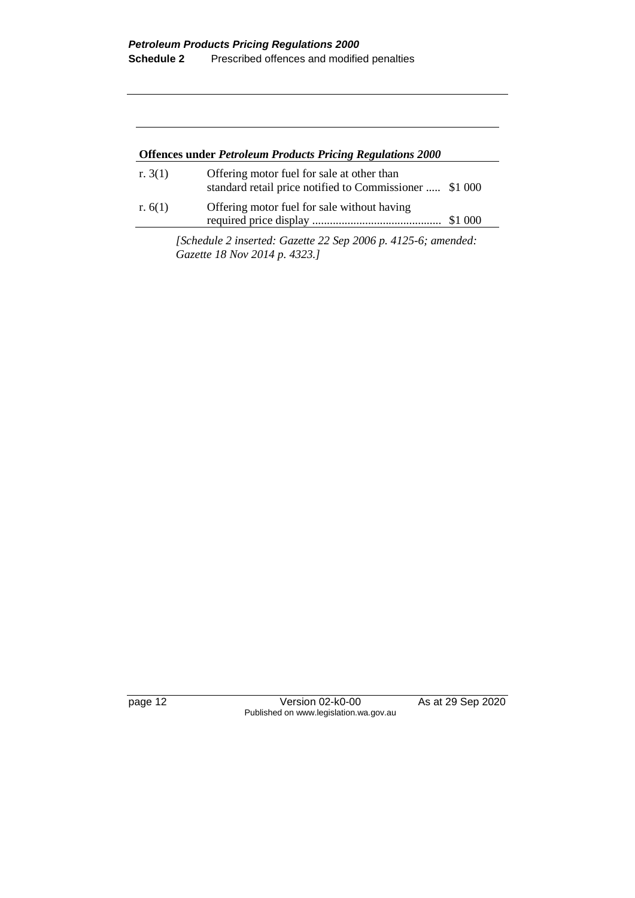| Offences under *Petroleum Products Pricing Regulations 2000* | | |
|---|---|---|
| r. 3(1) | Offering motor fuel for sale at other than standard retail price notified to Commissioner ..... | $1 000 |
| r. 6(1) | Offering motor fuel for sale without having required price display ........................................... | $1 000 |

*[Schedule 2 inserted: Gazette 22 Sep 2006 p. 4125-6; amended: Gazette 18 Nov 2014 p. 4323.]*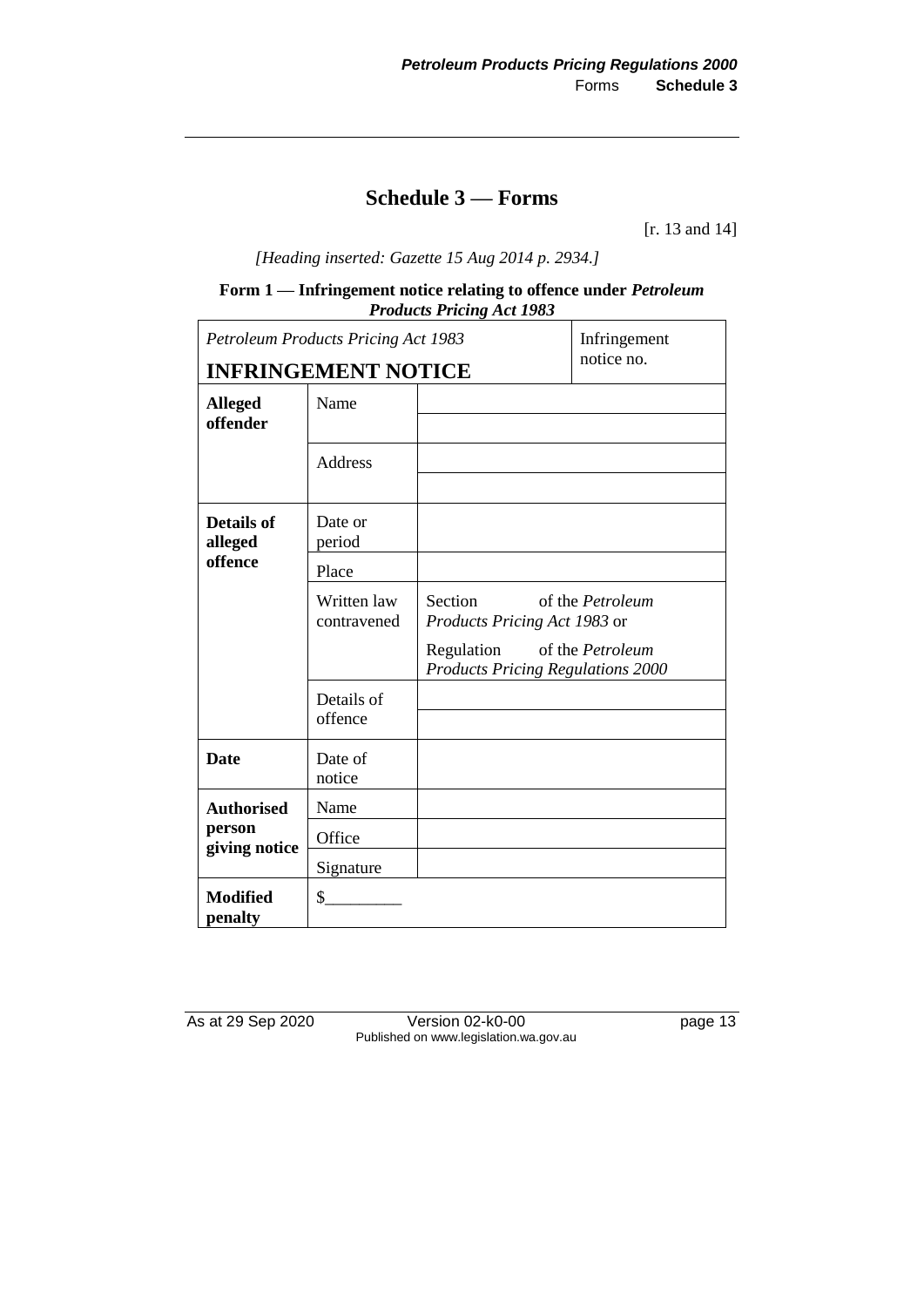# Schedule 3 — Forms

[r. 13 and 14]

*[Heading inserted: Gazette 15 Aug 2014 p. 2934.]*

**Form 1 — Infringement notice relating to offence under *Petroleum Products Pricing Act 1983***

| *Petroleum Products Pricing Act 1983* **INFRINGEMENT NOTICE** | | Infringement notice no. |
|---|---|---|
| **Alleged offender** | Name | |
| | | |
| | Address | |
| | | |
| **Details of alleged offence** | Date or period | |
| | Place | |
| | Written law contravened | Section of the *Petroleum Products Pricing Act 1983* or Regulation of the *Petroleum Products Pricing Regulations 2000* |
| | Details of offence | |
| | | |
| **Date** | Date of notice | |
| **Authorised person giving notice** | Name | |
| | Office | |
| | Signature | |
| **Modified penalty** | $_________ | |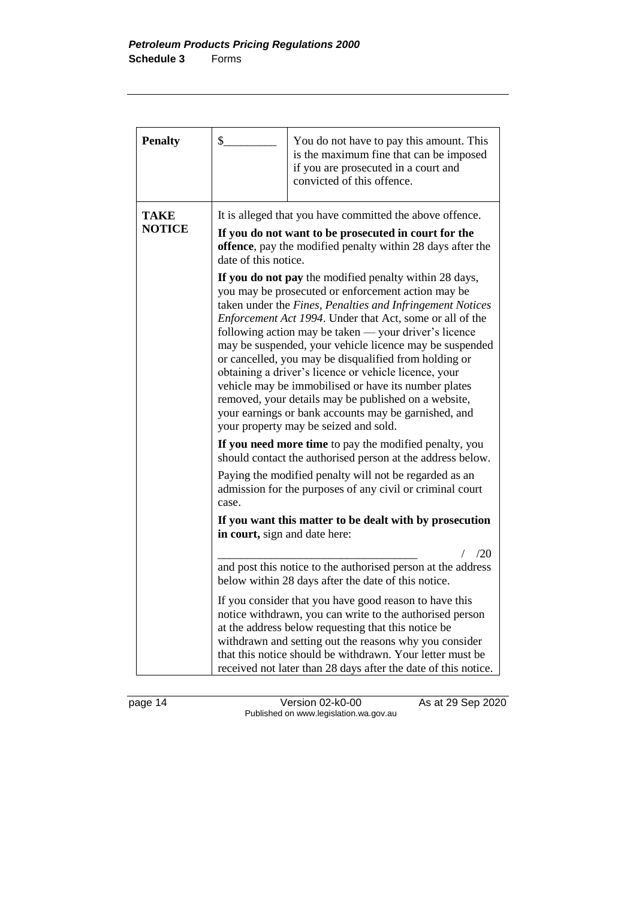| **Penalty** | $_________ | You do not have to pay this amount. This is the maximum fine that can be imposed if you are prosecuted in a court and convicted of this offence. |
|---|---|---|
| **TAKE NOTICE** | It is alleged that you have committed the above offence.<br><br>**If you do not want to be prosecuted in court for the offence**, pay the modified penalty within 28 days after the date of this notice.<br><br>**If you do not pay** the modified penalty within 28 days, you may be prosecuted or enforcement action may be taken under the *Fines, Penalties and Infringement Notices Enforcement Act 1994*. Under that Act, some or all of the following action may be taken — your driver's licence may be suspended, your vehicle licence may be suspended or cancelled, you may be disqualified from holding or obtaining a driver's licence or vehicle licence, your vehicle may be immobilised or have its number plates removed, your details may be published on a website, your earnings or bank accounts may be garnished, and your property may be seized and sold.<br><br>**If you need more time** to pay the modified penalty, you should contact the authorised person at the address below.<br><br>Paying the modified penalty will not be regarded as an admission for the purposes of any civil or criminal court case.<br><br>**If you want this matter to be dealt with by prosecution in court,** sign and date here:<br><br>_________________________________ / /20<br><br>and post this notice to the authorised person at the address below within 28 days after the date of this notice.<br><br>If you consider that you have good reason to have this notice withdrawn, you can write to the authorised person at the address below requesting that this notice be withdrawn and setting out the reasons why you consider that this notice should be withdrawn. Your letter must be received not later than 28 days after the date of this notice. | |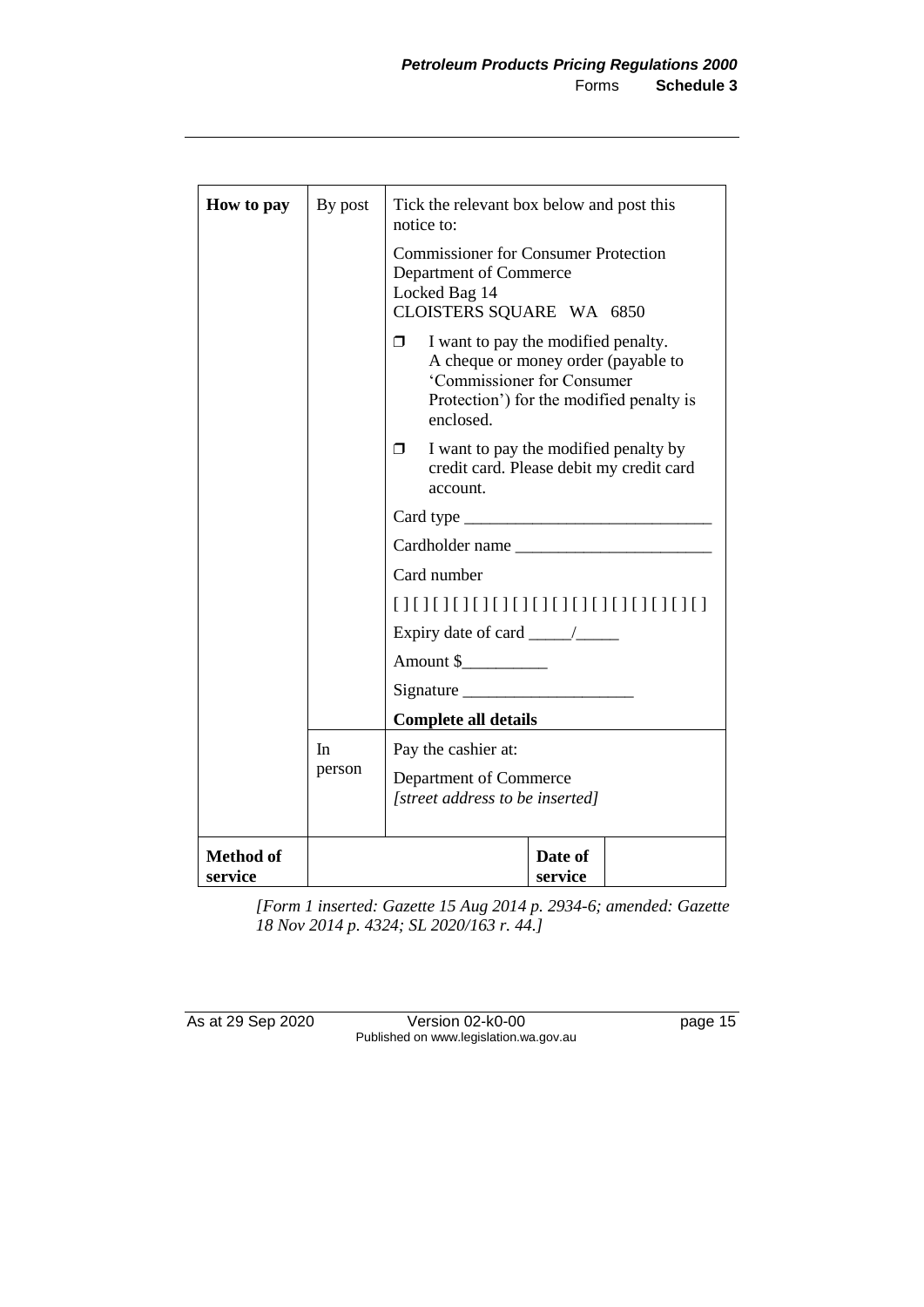| | | | |
|---|---|---|---|
| **How to pay** | By post | Tick the relevant box below and post this notice to:<br><br>Commissioner for Consumer Protection<br>Department of Commerce<br>Locked Bag 14<br>CLOISTERS SQUARE WA 6850<br><br>❐ I want to pay the modified penalty. A cheque or money order (payable to 'Commissioner for Consumer Protection') for the modified penalty is enclosed.<br><br>❐ I want to pay the modified penalty by credit card. Please debit my credit card account.<br><br>Card type ____________________________<br><br>Cardholder name ______________________<br><br>Card number<br><br>[ ] [ ] [ ] [ ] [ ] [ ] [ ] [ ] [ ] [ ] [ ] [ ] [ ] [ ] [ ] [ ] [ ]<br><br>Expiry date of card _____/_____<br><br>Amount $__________<br><br>Signature ___________________<br><br>**Complete all details** | |
| | In person | Pay the cashier at:<br><br>Department of Commerce<br>*[street address to be inserted]* | |
| **Method of service** | | **Date of service** | |

*[Form 1 inserted: Gazette 15 Aug 2014 p. 2934-6; amended: Gazette 18 Nov 2014 p. 4324; SL 2020/163 r. 44.]*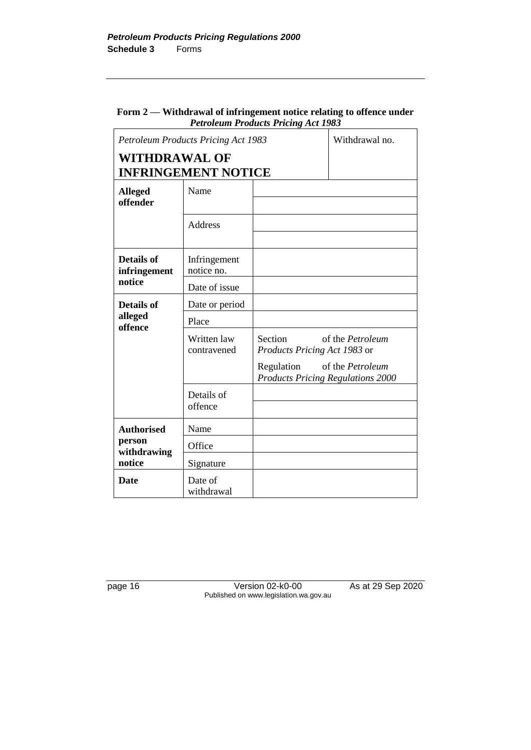#### Form 2 — Withdrawal of infringement notice relating to offence under *Petroleum Products Pricing Act 1983*

| *Petroleum Products Pricing Act 1983* **WITHDRAWAL OF INFRINGEMENT NOTICE** | | Withdrawal no. |
|---|---|---|
| **Alleged offender** | Name | |
| | | |
| | Address | |
| | | |
| **Details of infringement notice** | Infringement notice no. | |
| | Date of issue | |
| **Details of alleged offence** | Date or period | |
| | Place | |
| | Written law contravened | Section of the *Petroleum Products Pricing Act 1983* or Regulation of the *Petroleum Products Pricing Regulations 2000* |
| | Details of offence | |
| | | |
| **Authorised person withdrawing notice** | Name | |
| | Office | |
| | Signature | |
| **Date** | Date of withdrawal | |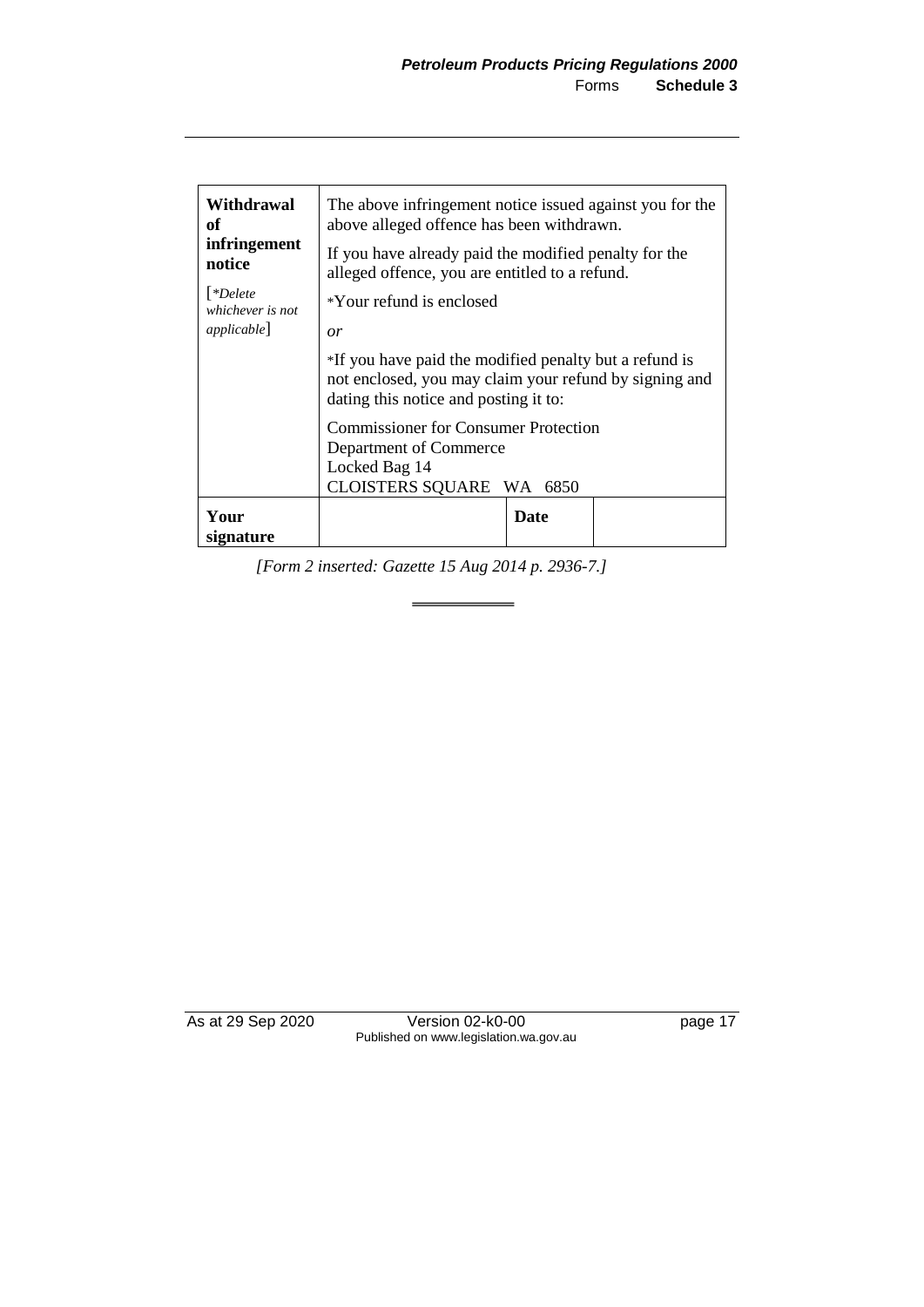| **Withdrawal of infringement notice** [*Delete whichever is not applicable] | The above infringement notice issued against you for the above alleged offence has been withdrawn. If you have already paid the modified penalty for the alleged offence, you are entitled to a refund. *Your refund is enclosed *or* *If you have paid the modified penalty but a refund is not enclosed, you may claim your refund by signing and dating this notice and posting it to: Commissioner for Consumer Protection Department of Commerce Locked Bag 14 CLOISTERS SQUARE WA 6850 | | |
|---|---|---|---|
| **Your signature** | | **Date** | |

*[Form 2 inserted: Gazette 15 Aug 2014 p. 2936-7.]*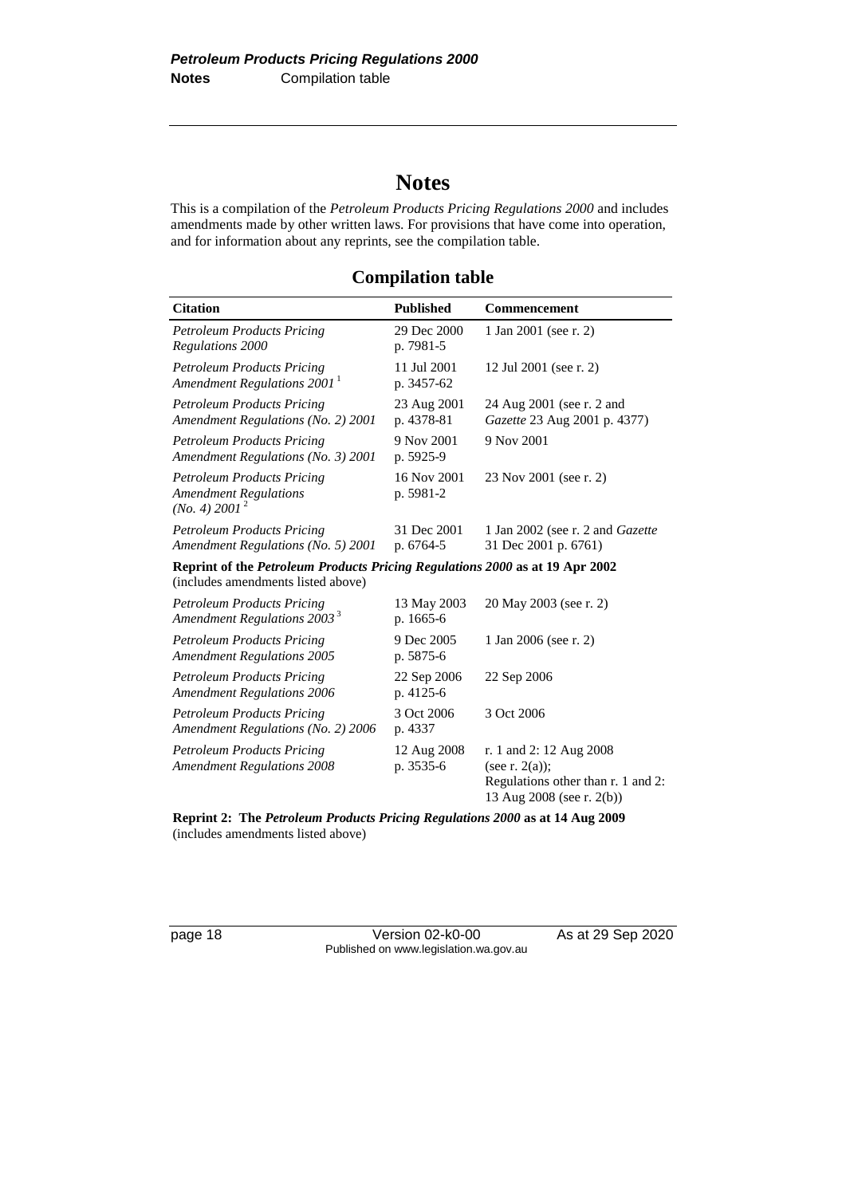# Notes

This is a compilation of the *Petroleum Products Pricing Regulations 2000* and includes amendments made by other written laws. For provisions that have come into operation, and for information about any reprints, see the compilation table.

## Compilation table

| Citation | Published | Commencement |
|---|---|---|
| *Petroleum Products Pricing Regulations 2000* | 29 Dec 2000 p. 7981-5 | 1 Jan 2001 (see r. 2) |
| *Petroleum Products Pricing Amendment Regulations 2001* [1] | 11 Jul 2001 p. 3457-62 | 12 Jul 2001 (see r. 2) |
| *Petroleum Products Pricing Amendment Regulations (No. 2) 2001* | 23 Aug 2001 p. 4378-81 | 24 Aug 2001 (see r. 2 and *Gazette* 23 Aug 2001 p. 4377) |
| *Petroleum Products Pricing Amendment Regulations (No. 3) 2001* | 9 Nov 2001 p. 5925-9 | 9 Nov 2001 |
| *Petroleum Products Pricing Amendment Regulations (No. 4) 2001* [2] | 16 Nov 2001 p. 5981-2 | 23 Nov 2001 (see r. 2) |
| *Petroleum Products Pricing Amendment Regulations (No. 5) 2001* | 31 Dec 2001 p. 6764-5 | 1 Jan 2002 (see r. 2 and *Gazette* 31 Dec 2001 p. 6761) |
| **Reprint of the *Petroleum Products Pricing Regulations 2000* as at 19 Apr 2002** (includes amendments listed above) | | |
| *Petroleum Products Pricing Amendment Regulations 2003* [3] | 13 May 2003 p. 1665-6 | 20 May 2003 (see r. 2) |
| *Petroleum Products Pricing Amendment Regulations 2005* | 9 Dec 2005 p. 5875-6 | 1 Jan 2006 (see r. 2) |
| *Petroleum Products Pricing Amendment Regulations 2006* | 22 Sep 2006 p. 4125-6 | 22 Sep 2006 |
| *Petroleum Products Pricing Amendment Regulations (No. 2) 2006* | 3 Oct 2006 p. 4337 | 3 Oct 2006 |
| *Petroleum Products Pricing Amendment Regulations 2008* | 12 Aug 2008 p. 3535-6 | r. 1 and 2: 12 Aug 2008 (see r. 2(a)); Regulations other than r. 1 and 2: 13 Aug 2008 (see r. 2(b)) |
| **Reprint 2: The *Petroleum Products Pricing Regulations 2000* as at 14 Aug 2009** (includes amendments listed above) | | |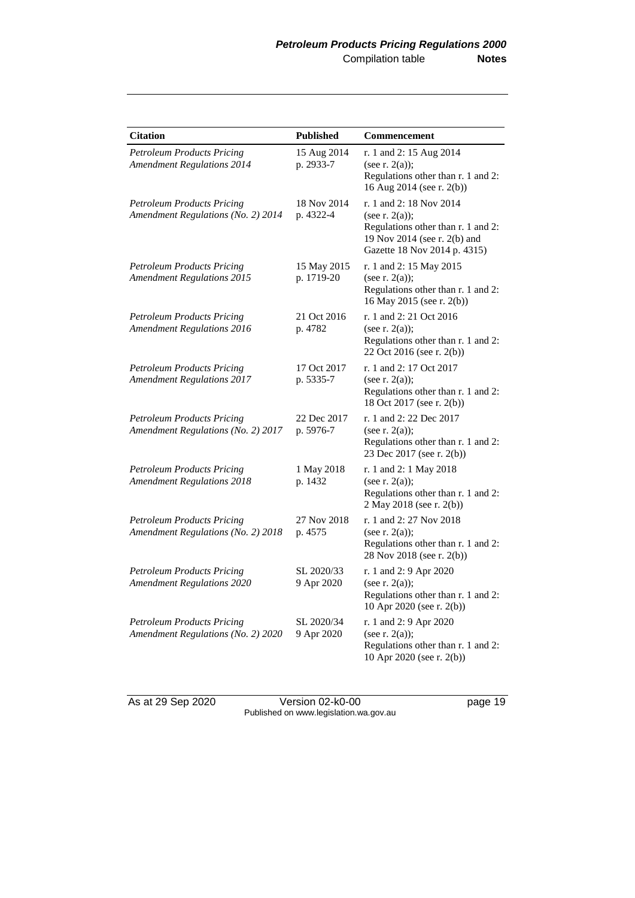| Citation | Published | Commencement |
|---|---|---|
| *Petroleum Products Pricing Amendment Regulations 2014* | 15 Aug 2014 p. 2933-7 | r. 1 and 2: 15 Aug 2014 (see r. 2(a)); Regulations other than r. 1 and 2: 16 Aug 2014 (see r. 2(b)) |
| *Petroleum Products Pricing Amendment Regulations (No. 2) 2014* | 18 Nov 2014 p. 4322-4 | r. 1 and 2: 18 Nov 2014 (see r. 2(a)); Regulations other than r. 1 and 2: 19 Nov 2014 (see r. 2(b) and Gazette 18 Nov 2014 p. 4315) |
| *Petroleum Products Pricing Amendment Regulations 2015* | 15 May 2015 p. 1719-20 | r. 1 and 2: 15 May 2015 (see r. 2(a)); Regulations other than r. 1 and 2: 16 May 2015 (see r. 2(b)) |
| *Petroleum Products Pricing Amendment Regulations 2016* | 21 Oct 2016 p. 4782 | r. 1 and 2: 21 Oct 2016 (see r. 2(a)); Regulations other than r. 1 and 2: 22 Oct 2016 (see r. 2(b)) |
| *Petroleum Products Pricing Amendment Regulations 2017* | 17 Oct 2017 p. 5335-7 | r. 1 and 2: 17 Oct 2017 (see r. 2(a)); Regulations other than r. 1 and 2: 18 Oct 2017 (see r. 2(b)) |
| *Petroleum Products Pricing Amendment Regulations (No. 2) 2017* | 22 Dec 2017 p. 5976-7 | r. 1 and 2: 22 Dec 2017 (see r. 2(a)); Regulations other than r. 1 and 2: 23 Dec 2017 (see r. 2(b)) |
| *Petroleum Products Pricing Amendment Regulations 2018* | 1 May 2018 p. 1432 | r. 1 and 2: 1 May 2018 (see r. 2(a)); Regulations other than r. 1 and 2: 2 May 2018 (see r. 2(b)) |
| *Petroleum Products Pricing Amendment Regulations (No. 2) 2018* | 27 Nov 2018 p. 4575 | r. 1 and 2: 27 Nov 2018 (see r. 2(a)); Regulations other than r. 1 and 2: 28 Nov 2018 (see r. 2(b)) |
| *Petroleum Products Pricing Amendment Regulations 2020* | SL 2020/33 9 Apr 2020 | r. 1 and 2: 9 Apr 2020 (see r. 2(a)); Regulations other than r. 1 and 2: 10 Apr 2020 (see r. 2(b)) |
| *Petroleum Products Pricing Amendment Regulations (No. 2) 2020* | SL 2020/34 9 Apr 2020 | r. 1 and 2: 9 Apr 2020 (see r. 2(a)); Regulations other than r. 1 and 2: 10 Apr 2020 (see r. 2(b)) |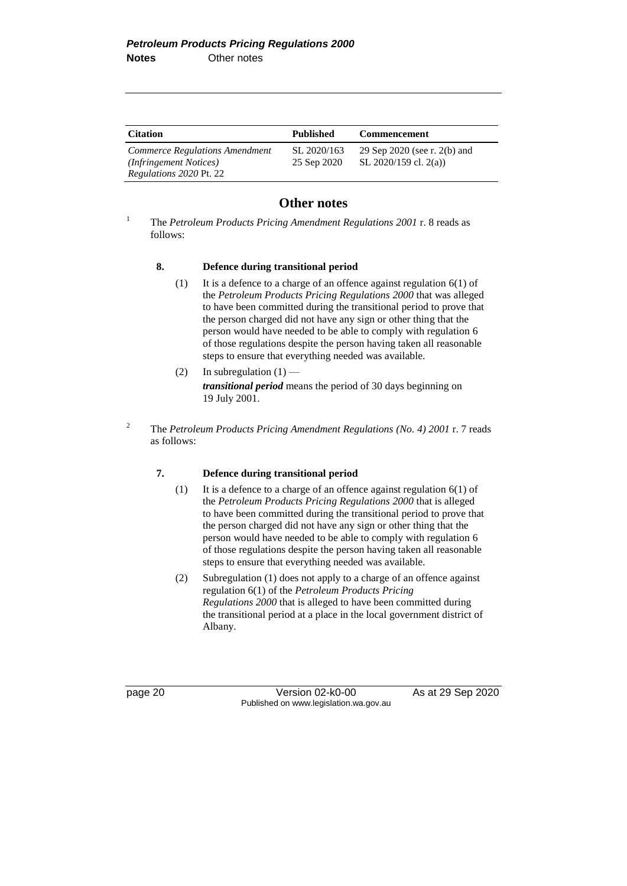| Citation | Published | Commencement |
|---|---|---|
| *Commerce Regulations Amendment (Infringement Notices) Regulations 2020* Pt. 22 | SL 2020/163 25 Sep 2020 | 29 Sep 2020 (see r. 2(b) and SL 2020/159 cl. 2(a)) |

## Other notes

[1] The *Petroleum Products Pricing Amendment Regulations 2001* r. 8 reads as follows:

**8. Defence during transitional period**

(1) It is a defence to a charge of an offence against regulation 6(1) of the *Petroleum Products Pricing Regulations 2000* that was alleged to have been committed during the transitional period to prove that the person charged did not have any sign or other thing that the person would have needed to be able to comply with regulation 6 of those regulations despite the person having taken all reasonable steps to ensure that everything needed was available.

(2) In subregulation (1) —

***transitional period*** means the period of 30 days beginning on 19 July 2001.

[2] The *Petroleum Products Pricing Amendment Regulations (No. 4) 2001* r. 7 reads as follows:

**7. Defence during transitional period**

(1) It is a defence to a charge of an offence against regulation 6(1) of the *Petroleum Products Pricing Regulations 2000* that is alleged to have been committed during the transitional period to prove that the person charged did not have any sign or other thing that the person would have needed to be able to comply with regulation 6 of those regulations despite the person having taken all reasonable steps to ensure that everything needed was available.

(2) Subregulation (1) does not apply to a charge of an offence against regulation 6(1) of the *Petroleum Products Pricing Regulations 2000* that is alleged to have been committed during the transitional period at a place in the local government district of Albany.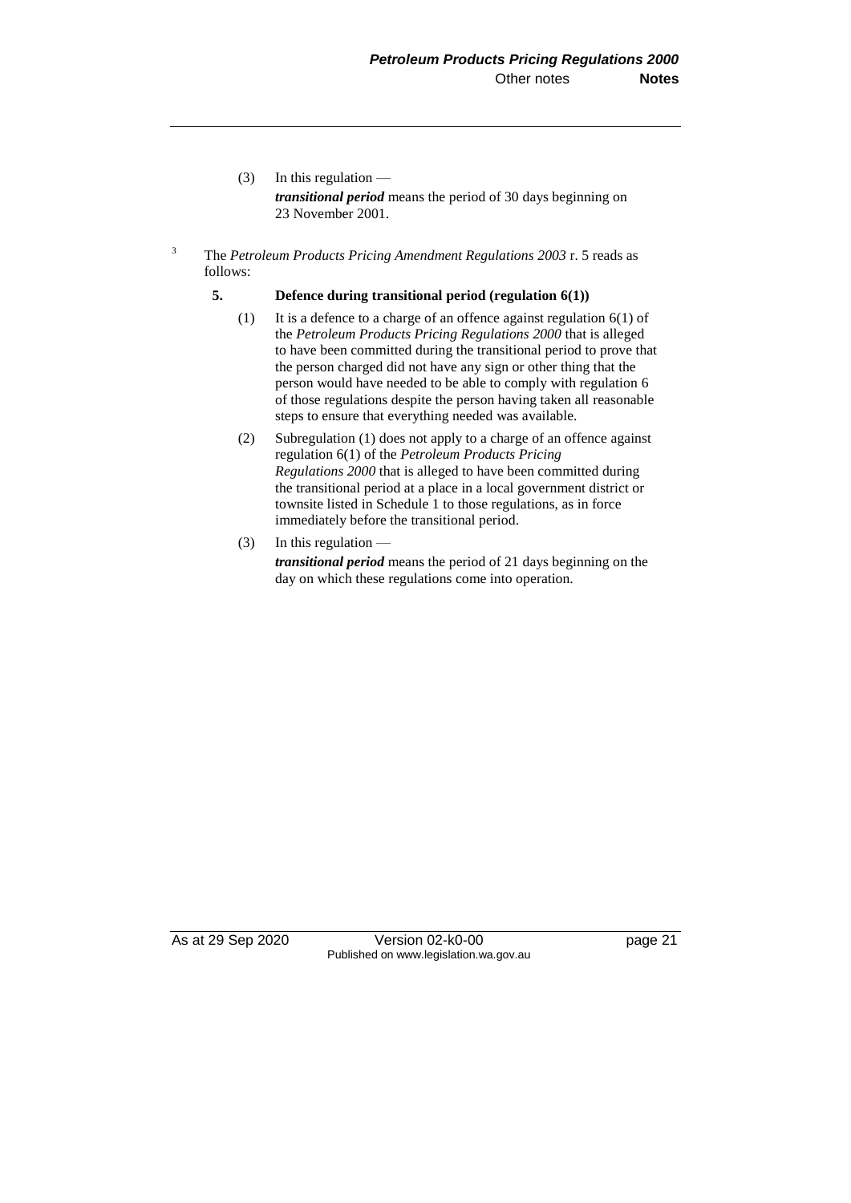(3) In this regulation —

***transitional period*** means the period of 30 days beginning on 23 November 2001.

[3] The *Petroleum Products Pricing Amendment Regulations 2003* r. 5 reads as follows:

**5. Defence during transitional period (regulation 6(1))**

(1) It is a defence to a charge of an offence against regulation 6(1) of the *Petroleum Products Pricing Regulations 2000* that is alleged to have been committed during the transitional period to prove that the person charged did not have any sign or other thing that the person would have needed to be able to comply with regulation 6 of those regulations despite the person having taken all reasonable steps to ensure that everything needed was available.

(2) Subregulation (1) does not apply to a charge of an offence against regulation 6(1) of the *Petroleum Products Pricing Regulations 2000* that is alleged to have been committed during the transitional period at a place in a local government district or townsite listed in Schedule 1 to those regulations, as in force immediately before the transitional period.

(3) In this regulation —

***transitional period*** means the period of 21 days beginning on the day on which these regulations come into operation.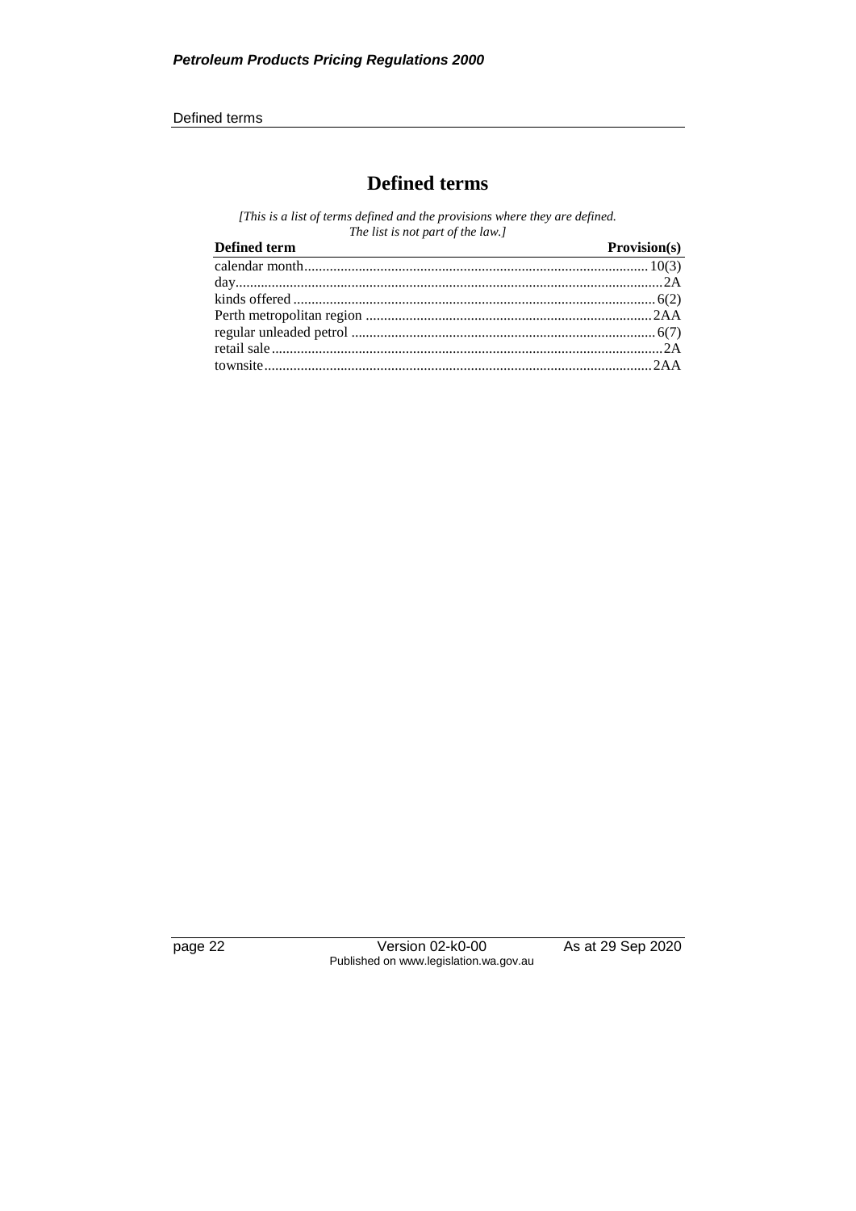# Defined terms

*[This is a list of terms defined and the provisions where they are defined. The list is not part of the law.]*

| Defined term | Provision(s) |
|---|---|
| calendar month | 10(3) |
| day | 2A |
| kinds offered | 6(2) |
| Perth metropolitan region | 2AA |
| regular unleaded petrol | 6(7) |
| retail sale | 2A |
| townsite | 2AA |